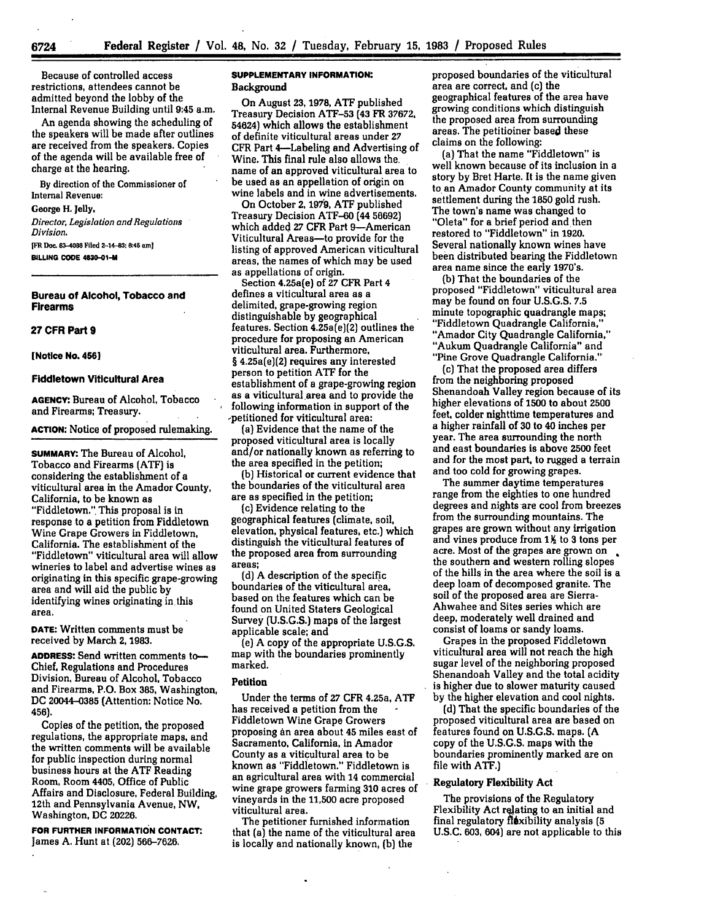Because of controlled access restrictions, attendees cannot be admitted beyond the lobby of the Internal Revenue Building until 9:45 a.m.

An agenda showing the scheduling of the speakers will be made after outlines are received from the speakers. Copies of the agenda will be available free of charge at the hearing.

By direction of the Commissioner of Internal Revenue:

George H. Jelly,

*Director, Legislation and Regulations Division.*

[FR Doc. 83-4088 Filed 2-14-83; 8:45 am]

BILLING CODE 4830-01-M

## Bureau of Alcohol, Tobacco and Firearms

### 27 CFR Part 9

**[Notice No. 456]**

### Fiddletown Viticultural Area

**AGENCY:** Bureau of Alcohol, Tobacco and Firearms; Treasury.

**ACTION:** Notice of proposed rulemaking.

**SUMMARY:** The Bureau of Alcohol, Tobacco and Firearms (ATF) is considering the establishment of a viticultural area in the Amador County, California, to be known as "Fiddletown." This proposal is in response to a petition from Fiddletown Wine Grape Growers in Fiddletown, California. The establishment of the "Fiddletown" viticultural area will allow wineries to label and advertise wines as originating in this specific grape-growing area and will aid the public by identifying wines originating in this area.

**DATE:** Written comments must be received by March 2, 1983.

**ADDRESS:** Send written comments to— Chief, Regulations and Procedures Division, Bureau of Alcohol, Tobacco and Firearms, P.O. Box 385, Washington, DC 20044-0385 (Attention: Notice No. 456).

Copies of the petition, the proposed regulations, the appropriate maps, and the written comments will be available for public inspection during normal business hours at the ATF Reading Room, Room 4405, Office of Public Affairs and Disclosure, Federal Building, 12th and Pennsylvania Avenue, NW, Washington, DC 20226.

**FOR FURTHER INFORMATION CONTACT:** James A. Hunt at (202) 566-7626.

**SUPPLEMENTARY INFORMATION:**

**Background**

On August 23, 1978, ATF published Treasury Decision ATF-53 (43 FR 37672, 54624) which allows the establishment of definite viticultural areas under 27 CFR Part 4—Labeling and Advertising of Wine. This final rule also allows the name of an approved viticultural area to be used as an appellation of origin on wine labels and in wine advertisements.

On October 2, 1979, ATF published Treasury Decision ATF-60 (44 56692) which added 27 CFR Part 9—American Viticultural Areas—to provide for the listing of approved American viticultural areas, the names of which may be used as appellations of origin.

Section 4.25a(e) of 27 CFR Part 4 defines a viticultural area as a delimited, grape-growing region distinguishable by geographical features. Section 4.25a(e)(2) outlines the procedure for proposing an American viticultural area. Furthermore, § 4.25a(e)(2) requires any interested person to petition ATF for the establishment of a grape-growing region as a viticultural area and to provide the following information in support of the petitioned for viticultural area:

(a) Evidence that the name of the proposed viticultural area is locally and/or nationally known as referring to the area specified in the petition;

(b) Historical or current evidence that the boundaries of the viticultural area are as specified in the petition;

(c) Evidence relating to the geographical features (climate, soil, elevation, physical features, etc.) which distinguish the viticultural features of the proposed area from surrounding areas;

(d) A description of the specific boundaries of the viticultural area, based on the features which can be found on United States Geological Survey (U.S.G.S.) maps of the largest applicable scale; and

(e) A copy of the appropriate U.S.G.S. map with the boundaries prominently marked.

**Petition**

Under the terms of 27 CFR 4.25a, ATF has received a petition from the Fiddletown Wine Grape Growers proposing an area about 45 miles east of Sacramento, California, in Amador County as a viticultural area to be known as "Fiddletown." Fiddletown is an agricultural area with 14 commercial wine grape growers farming 310 acres of vineyards in the 11,500 acre proposed viticultural area.

The petitioner furnished information that (a) the name of the viticultural area is locally and nationally known, (b) the proposed boundaries of the viticultural area are correct, and (c) the geographical features of the area have growing conditions which distinguish the proposed area from surrounding areas. The petitioner based these claims on the following:

(a) That the name "Fiddletown" is well known because of its inclusion in a story by Bret Harte. It is the name given to an Amador County community at its settlement during the 1850 gold rush. The town's name was changed to "Oleta" for a brief period and then restored to "Fiddletown" in 1920. Several nationally known wines have been distributed bearing the Fiddletown area name since the early 1970's.

(b) That the boundaries of the proposed "Fiddletown" viticultural area may be found on four U.S.G.S. 7.5 minute topographic quadrangle maps; "Fiddletown Quadrangle California," "Amador City Quadrangle California," "Aukum Quadrangle California" and "Pine Grove Quadrangle California."

(c) That the proposed area differs from the neighboring proposed Shenandoah Valley region because of its higher elevations of 1500 to about 2500 feet, colder nighttime temperatures and a higher rainfall of 30 to 40 inches per year. The area surrounding the north and east boundaries is above 2500 feet and for the most part, to rugged a terrain and too cold for growing grapes.

The summer daytime temperatures range from the eighties to one hundred degrees and nights are cool from breezes from the surrounding mountains. The grapes are grown without any irrigation and vines produce from 1½ to 3 tons per acre. Most of the grapes are grown on the southern and western rolling slopes of the hills in the area where the soil is a deep loam of decomposed granite. The soil of the proposed area are Sierra-Ahwahee and Sites series which are deep, moderately well drained and consist of loams or sandy loams.

Grapes in the proposed Fiddletown viticultural area will not reach the high sugar level of the neighboring proposed Shenandoah Valley and the total acidity is higher due to slower maturity caused by the higher elevation and cool nights.

(d) That the specific boundaries of the proposed viticultural area are based on features found on U.S.G.S. maps. (A copy of the U.S.G.S. maps with the boundaries prominently marked are on file with ATF.)

**Regulatory Flexibility Act**

The provisions of the Regulatory Flexibility Act relating to an initial and final regulatory flexibility analysis (5 U.S.C. 603, 604) are not applicable to this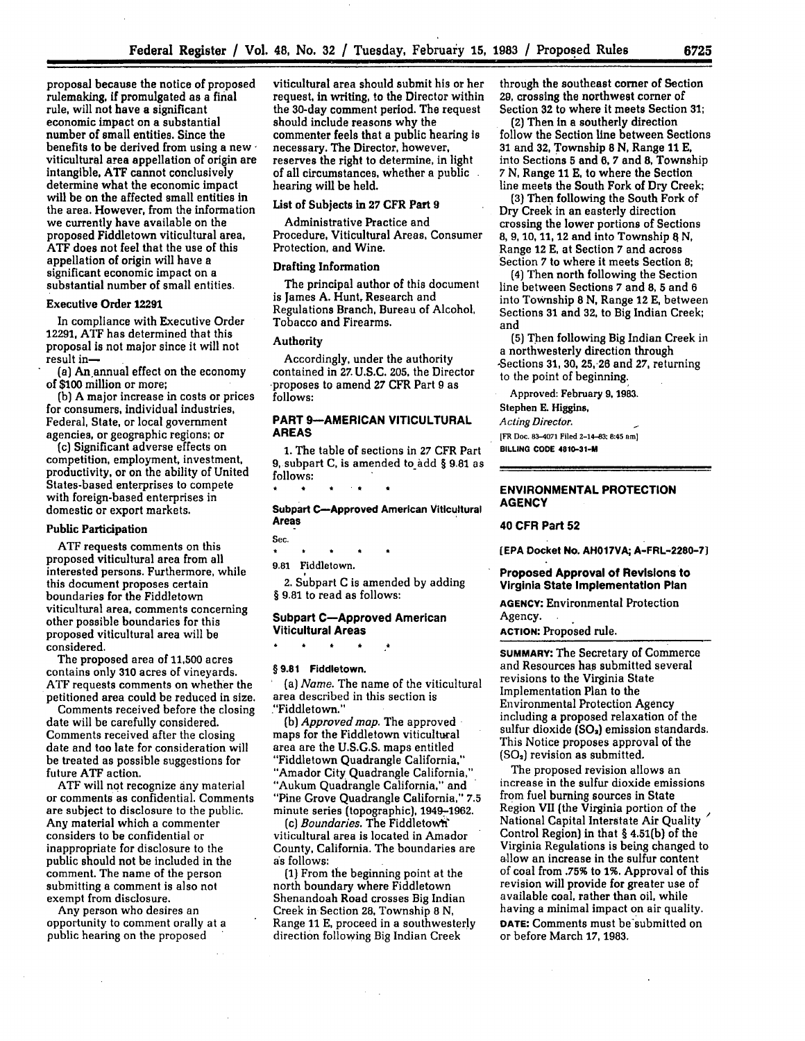proposal because the notice of proposed rulemaking, if promulgated as a final rule, will not have a significant economic impact on a substantial number of small entities. Since the benefits to be derived from using a new viticultural area appellation of origin are intangible, ATF cannot conclusively determine what the economic impact will be on the affected small entities in the area. However, from the information we currently have available on the proposed Fiddletown viticultural area, ATF does not feel that the use of this appellation of origin will have a significant economic impact on a substantial number of small entities.

### Executive Order 12291

In compliance with Executive Order 12291, ATF has determined that this proposal is not major since it will not result in—

(a) An annual effect on the economy of $100 million or more;

(b) A major increase in costs or prices for consumers, individual industries, Federal, State, or local government agencies, or geographic regions; or

(c) Significant adverse effects on competition, employment, investment, productivity, or on the ability of United States-based enterprises to compete with foreign-based enterprises in domestic or export markets.

### Public Participation

ATF requests comments on this proposed viticultural area from all interested persons. Furthermore, while this document proposes certain boundaries for the Fiddletown viticultural area, comments concerning other possible boundaries for this proposed viticultural area will be considered.

The proposed area of 11,500 acres contains only 310 acres of vineyards. ATF requests comments on whether the petitioned area could be reduced in size.

Comments received before the closing date will be carefully considered. Comments received after the closing date and too late for consideration will be treated as possible suggestions for future ATF action.

ATF will not recognize any material or comments as confidential. Comments are subject to disclosure to the public. Any material which a commenter considers to be confidential or inappropriate for disclosure to the public should not be included in the comment. The name of the person submitting a comment is also not exempt from disclosure.

Any person who desires an opportunity to comment orally at a public hearing on the proposed viticultural area should submit his or her request, in writing, to the Director within the 30-day comment period. The request should include reasons why the commenter feels that a public hearing is necessary. The Director, however, reserves the right to determine, in light of all circumstances, whether a public hearing will be held.

### List of Subjects in 27 CFR Part 9

Administrative Practice and Procedure, Viticultural Areas, Consumer Protection, and Wine.

### Drafting Information

The principal author of this document is James A. Hunt, Research and Regulations Branch, Bureau of Alcohol, Tobacco and Firearms.

### Authority

Accordingly, under the authority contained in 27 U.S.C. 205, the Director proposes to amend 27 CFR Part 9 as follows:

## PART 9—AMERICAN VITICULTURAL AREAS

1. The table of sections in 27 CFR Part 9, subpart C, is amended to add § 9.81 as follows:

\* \* \* \* \*

### Subpart C—Approved American Viticultural Areas

Sec.

\* \* \* \* \*

9.81 Fiddletown.

2. Subpart C is amended by adding § 9.81 to read as follows:

### Subpart C—Approved American Viticultural Areas

\* \* \* \* \*

**§ 9.81 Fiddletown.**

(a) *Name.* The name of the viticultural area described in this section is "Fiddletown."

(b) *Approved map.* The approved maps for the Fiddletown viticultural area are the U.S.G.S. maps entitled "Fiddletown Quadrangle California," "Amador City Quadrangle California," "Aukum Quadrangle California," and "Pine Grove Quadrangle California," 7.5 minute series (topographic), 1949–1962.

(c) *Boundaries.* The Fiddletown viticultural area is located in Amador County, California. The boundaries are as follows:

(1) From the beginning point at the north boundary where Fiddletown Shenandoah Road crosses Big Indian Creek in Section 28, Township 8 N, Range 11 E, proceed in a southwesterly direction following Big Indian Creek through the southeast corner of Section 29, crossing the northwest corner of Section 32 to where it meets Section 31;

(2) Then in a southerly direction follow the Section line between Sections 31 and 32, Township 8 N, Range 11 E, into Sections 5 and 6, 7 and 8, Township 7 N, Range 11 E, to where the Section line meets the South Fork of Dry Creek;

(3) Then following the South Fork of Dry Creek in an easterly direction crossing the lower portions of Sections 8, 9, 10, 11, 12 and into Township 8 N, Range 12 E, at Section 7 and across Section 7 to where it meets Section 8;

(4) Then north following the Section line between Sections 7 and 8, 5 and 6 into Township 8 N, Range 12 E, between Sections 31 and 32, to Big Indian Creek; and

(5) Then following Big Indian Creek in a northwesterly direction through Sections 31, 30, 25, 26 and 27, returning to the point of beginning.

Approved: February 9, 1983.

Stephen E. Higgins,

*Acting Director.*

[FR Doc. 83–4071 Filed 2–14–83; 8:45 am]

BILLING CODE 4810–31–M

## ENVIRONMENTAL PROTECTION AGENCY

### 40 CFR Part 52

[EPA Docket No. AH017VA; A-FRL-2280-7]

### Proposed Approval of Revisions to Virginia State Implementation Plan

**AGENCY:** Environmental Protection Agency.

**ACTION:** Proposed rule.

**SUMMARY:** The Secretary of Commerce and Resources has submitted several revisions to the Virginia State Implementation Plan to the Environmental Protection Agency including a proposed relaxation of the sulfur dioxide ($SO_2$) emission standards. This Notice proposes approval of the ($SO_2$) revision as submitted.

The proposed revision allows an increase in the sulfur dioxide emissions from fuel burning sources in State Region VII (the Virginia portion of the National Capital Interstate Air Quality Control Region) in that § 4.51(b) of the Virginia Regulations is being changed to allow an increase in the sulfur content of coal from .75% to 1%. Approval of this revision will provide for greater use of available coal, rather than oil, while having a minimal impact on air quality.

**DATE:** Comments must be submitted on or before March 17, 1983.